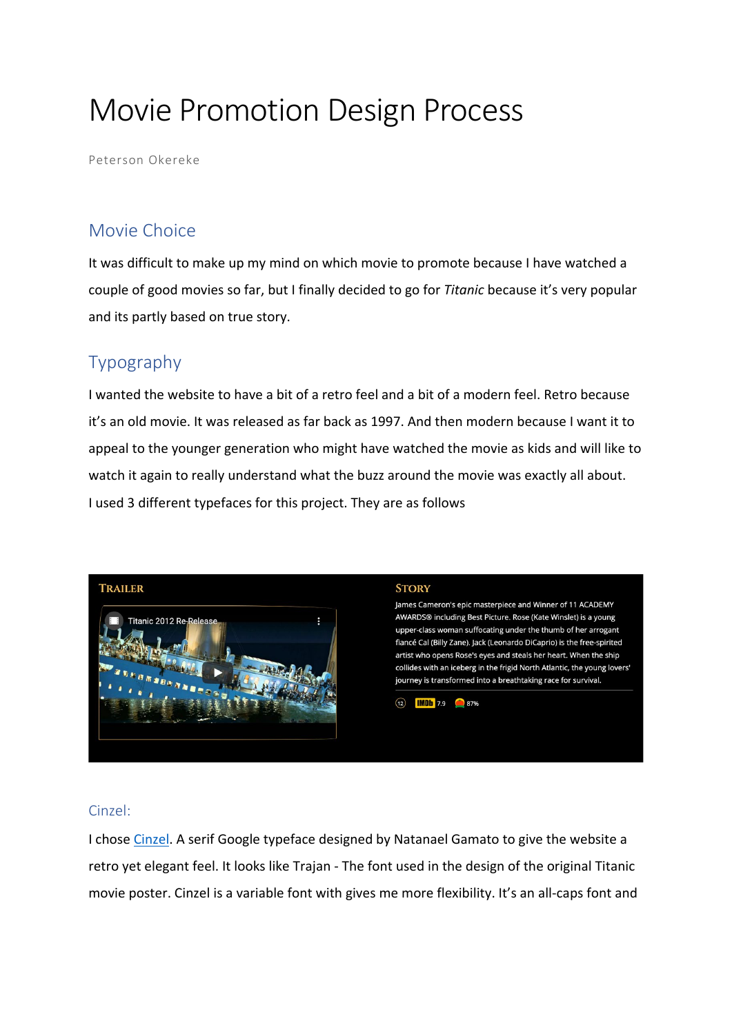# Movie Promotion Design Process

Peterson Okereke

## Movie Choice

It was difficult to make up my mind on which movie to promote because I have watched a couple of good movies so far, but I finally decided to go for *Titanic* because it's very popular and its partly based on true story.

## Typography

I wanted the website to have a bit of a retro feel and a bit of a modern feel. Retro because it's an old movie. It was released as far back as 1997. And then modern because I want it to appeal to the younger generation who might have watched the movie as kids and will like to watch it again to really understand what the buzz around the movie was exactly all about.

I used 3 different typefaces for this project. They are as follows

### Cinzel:

I chose [Cinzel](). A serif Google typeface designed by Natanael Gamato to give the website a retro yet elegant feel. It looks like Trajan - The font used in the design of the original Titanic movie poster. Cinzel is a variable font with gives me more flexibility. It's an all-caps font and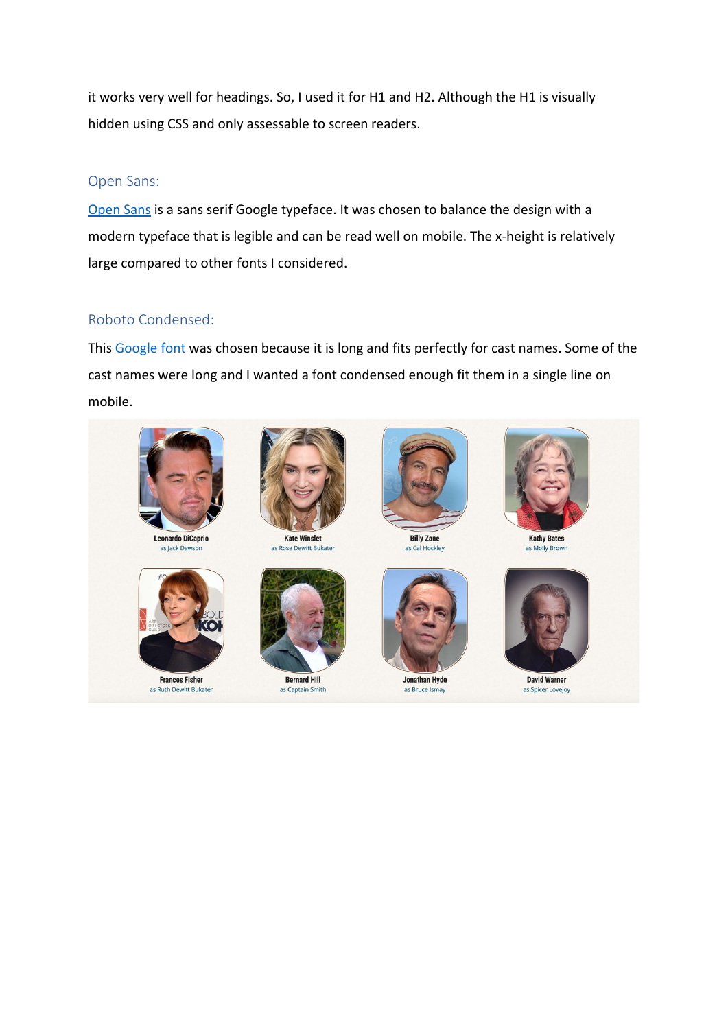it works very well for headings. So, I used it for H1 and H2. Although the H1 is visually hidden using CSS and only assessable to screen readers.

### Open Sans:

[Open Sans](#) is a sans serif Google typeface. It was chosen to balance the design with a modern typeface that is legible and can be read well on mobile. The x-height is relatively large compared to other fonts I considered.

### Roboto Condensed:

This [Google font](#) was chosen because it is long and fits perfectly for cast names. Some of the cast names were long and I wanted a font condensed enough fit them in a single line on mobile.

**Leonardo DiCaprio**
as Jack Dawson

**Kate Winslet**
as Rose Dewitt Bukater

**Billy Zane**
as Cal Hockley

**Kathy Bates**
as Molly Brown

**Frances Fisher**
as Ruth Dewitt Bukater

**Bernard Hill**
as Captain Smith

**Jonathan Hyde**
as Bruce Ismay

**David Warner**
as Spicer Lovejoy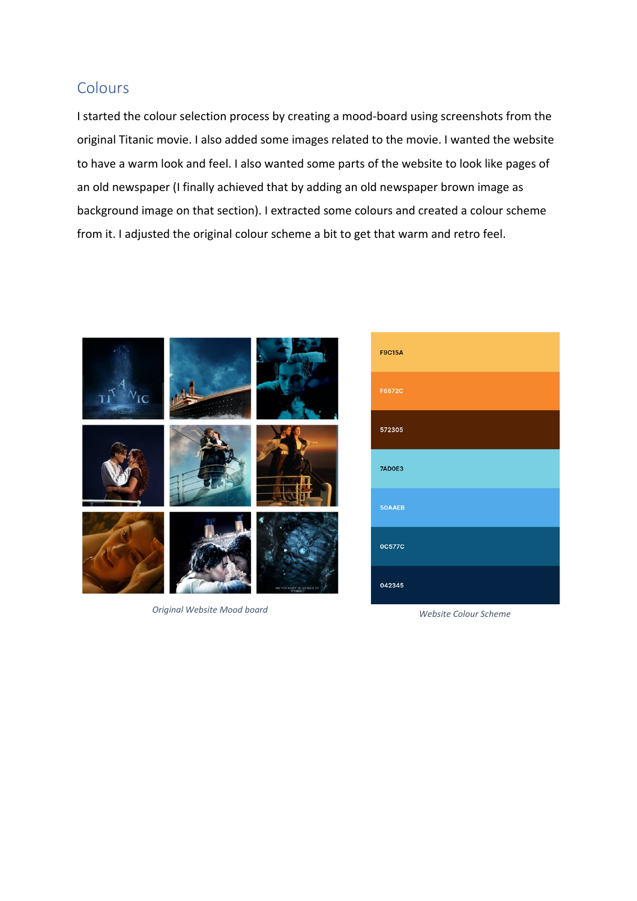## Colours

I started the colour selection process by creating a mood-board using screenshots from the original Titanic movie. I also added some images related to the movie. I wanted the website to have a warm look and feel. I also wanted some parts of the website to look like pages of an old newspaper (I finally achieved that by adding an old newspaper brown image as background image on that section). I extracted some colours and created a colour scheme from it. I adjusted the original colour scheme a bit to get that warm and retro feel.

*Original Website Mood board*

F9C15A

F6872C

572305

7AD0E3

50AAEB

0C577C

042345

*Website Colour Scheme*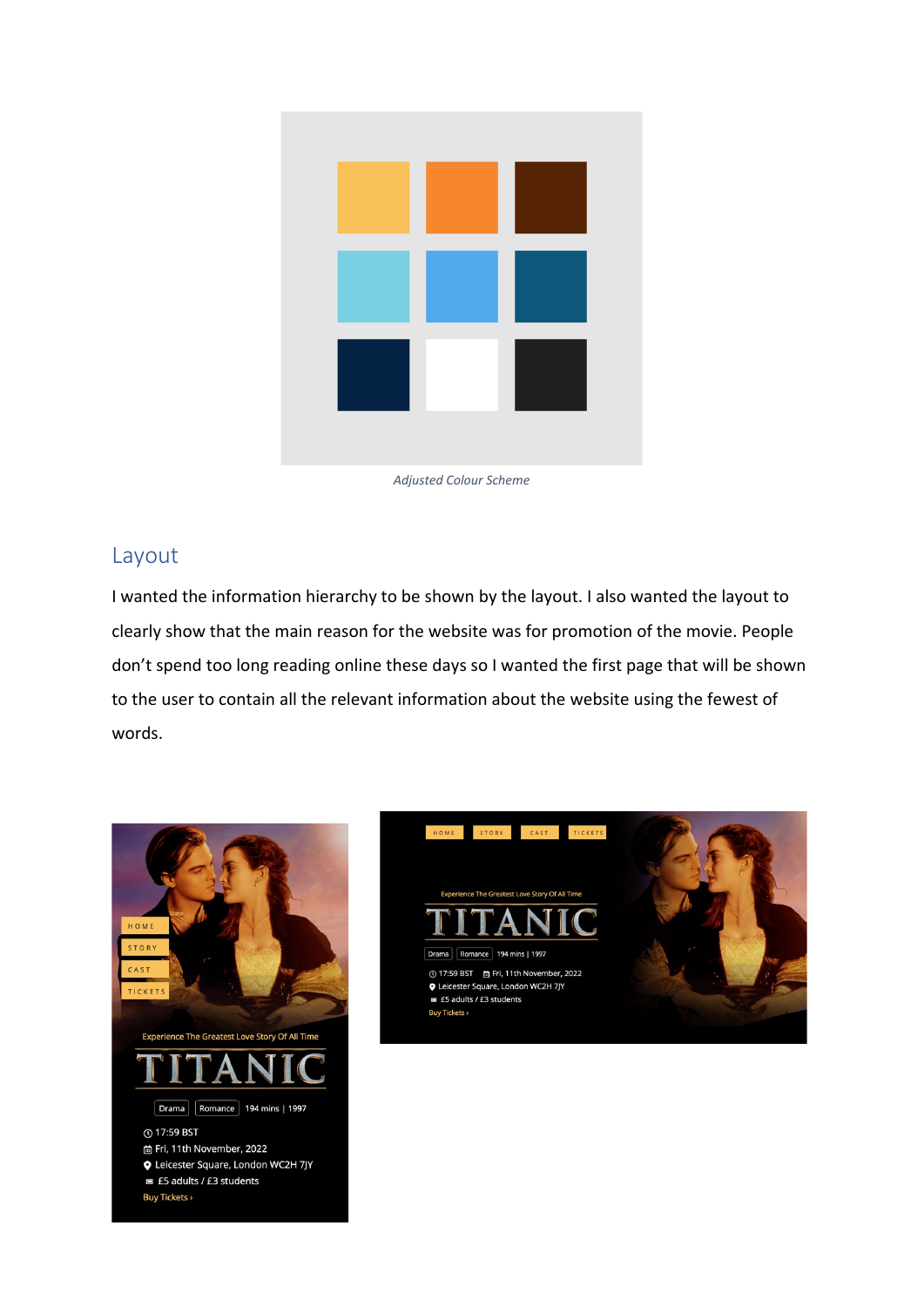*Adjusted Colour Scheme*

## Layout

I wanted the information hierarchy to be shown by the layout. I also wanted the layout to clearly show that the main reason for the website was for promotion of the movie. People don't spend too long reading online these days so I wanted the first page that will be shown to the user to contain all the relevant information about the website using the fewest of words.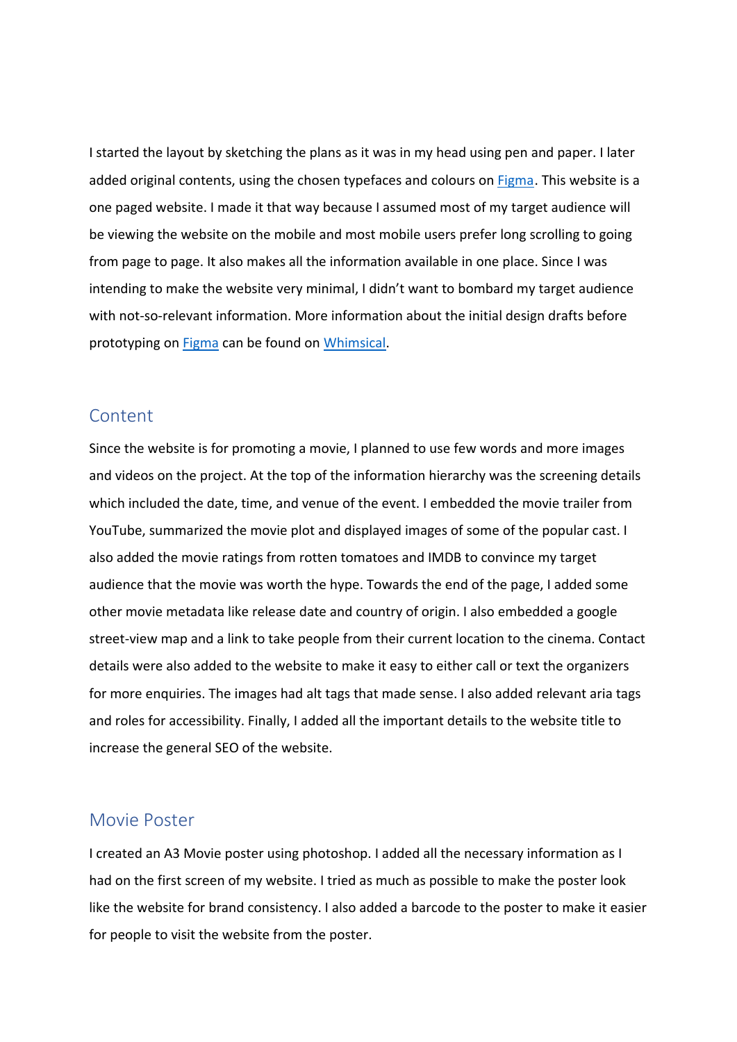I started the layout by sketching the plans as it was in my head using pen and paper. I later added original contents, using the chosen typefaces and colours on Figma. This website is a one paged website. I made it that way because I assumed most of my target audience will be viewing the website on the mobile and most mobile users prefer long scrolling to going from page to page. It also makes all the information available in one place. Since I was intending to make the website very minimal, I didn't want to bombard my target audience with not-so-relevant information. More information about the initial design drafts before prototyping on Figma can be found on Whimsical.

## Content

Since the website is for promoting a movie, I planned to use few words and more images and videos on the project. At the top of the information hierarchy was the screening details which included the date, time, and venue of the event. I embedded the movie trailer from YouTube, summarized the movie plot and displayed images of some of the popular cast. I also added the movie ratings from rotten tomatoes and IMDB to convince my target audience that the movie was worth the hype. Towards the end of the page, I added some other movie metadata like release date and country of origin. I also embedded a google street-view map and a link to take people from their current location to the cinema. Contact details were also added to the website to make it easy to either call or text the organizers for more enquiries. The images had alt tags that made sense. I also added relevant aria tags and roles for accessibility. Finally, I added all the important details to the website title to increase the general SEO of the website.

## Movie Poster

I created an A3 Movie poster using photoshop. I added all the necessary information as I had on the first screen of my website. I tried as much as possible to make the poster look like the website for brand consistency. I also added a barcode to the poster to make it easier for people to visit the website from the poster.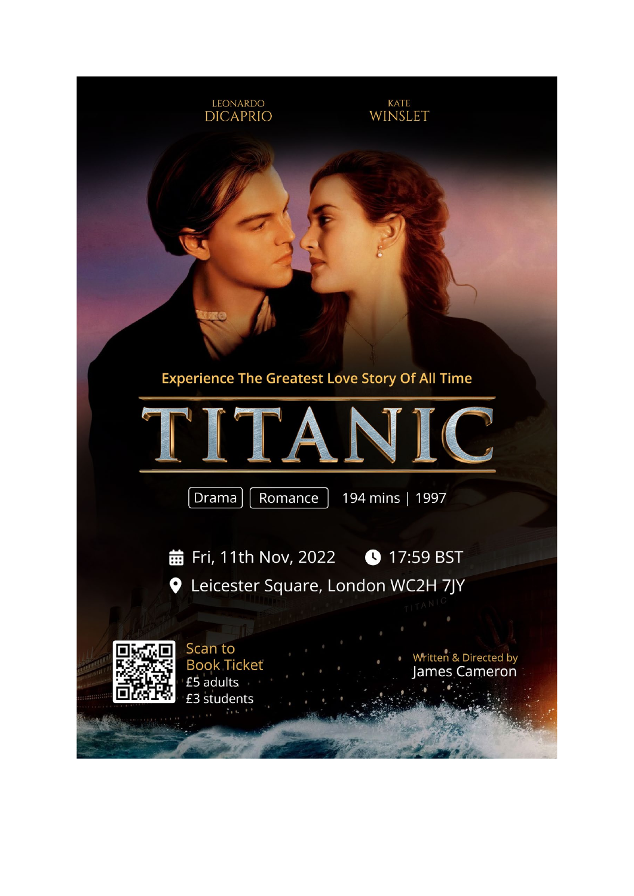LEONARDO
DICAPRIO

KATE
WINSLET

Experience The Greatest Love Story Of All Time

# TITANIC

Drama | Romance | 194 mins | 1997

Fri, 11th Nov, 2022  17:59 BST

Leicester Square, London WC2H 7JY

Scan to
Book Ticket
£5 adults
£3 students

Written & Directed by
James Cameron